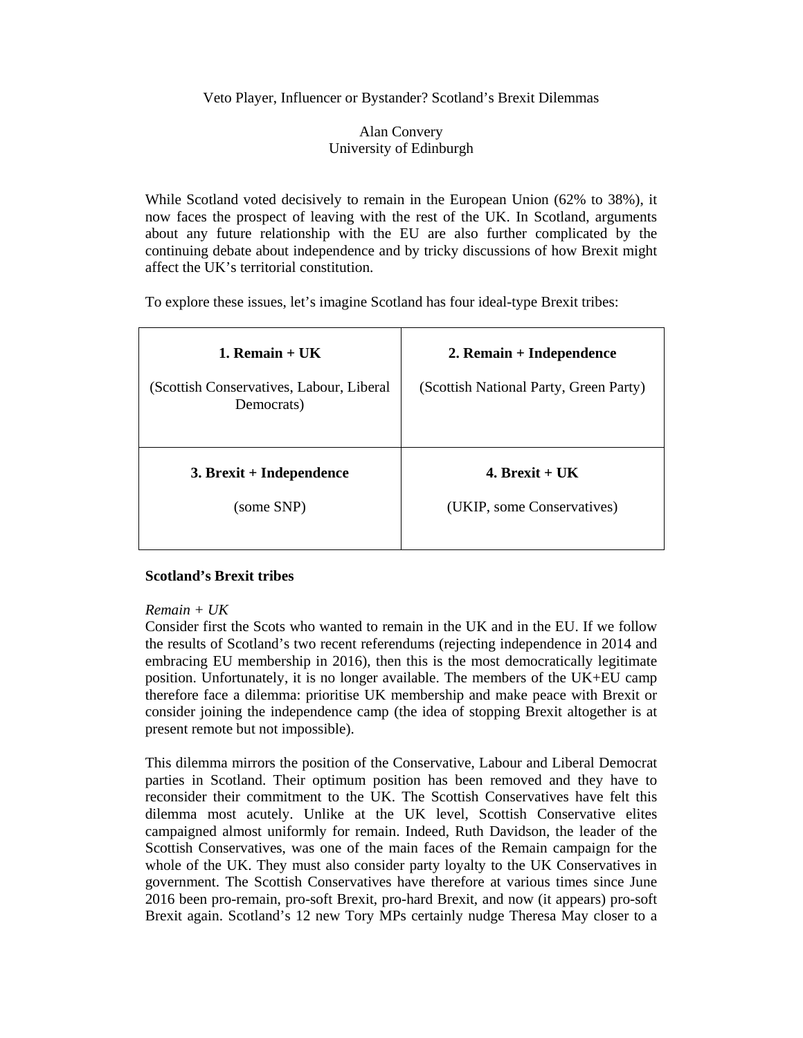# Veto Player, Influencer or Bystander? Scotland's Brexit Dilemmas

Alan Convery
University of Edinburgh

While Scotland voted decisively to remain in the European Union (62% to 38%), it now faces the prospect of leaving with the rest of the UK. In Scotland, arguments about any future relationship with the EU are also further complicated by the continuing debate about independence and by tricky discussions of how Brexit might affect the UK's territorial constitution.

To explore these issues, let's imagine Scotland has four ideal-type Brexit tribes:

| **1. Remain + UK** (Scottish Conservatives, Labour, Liberal Democrats) | **2. Remain + Independence** (Scottish National Party, Green Party) |
|---|---|
| **3. Brexit + Independence** (some SNP) | **4. Brexit + UK** (UKIP, some Conservatives) |

**Scotland's Brexit tribes**

*Remain + UK*

Consider first the Scots who wanted to remain in the UK and in the EU. If we follow the results of Scotland's two recent referendums (rejecting independence in 2014 and embracing EU membership in 2016), then this is the most democratically legitimate position. Unfortunately, it is no longer available. The members of the UK+EU camp therefore face a dilemma: prioritise UK membership and make peace with Brexit or consider joining the independence camp (the idea of stopping Brexit altogether is at present remote but not impossible).

This dilemma mirrors the position of the Conservative, Labour and Liberal Democrat parties in Scotland. Their optimum position has been removed and they have to reconsider their commitment to the UK. The Scottish Conservatives have felt this dilemma most acutely. Unlike at the UK level, Scottish Conservative elites campaigned almost uniformly for remain. Indeed, Ruth Davidson, the leader of the Scottish Conservatives, was one of the main faces of the Remain campaign for the whole of the UK. They must also consider party loyalty to the UK Conservatives in government. The Scottish Conservatives have therefore at various times since June 2016 been pro-remain, pro-soft Brexit, pro-hard Brexit, and now (it appears) pro-soft Brexit again. Scotland's 12 new Tory MPs certainly nudge Theresa May closer to a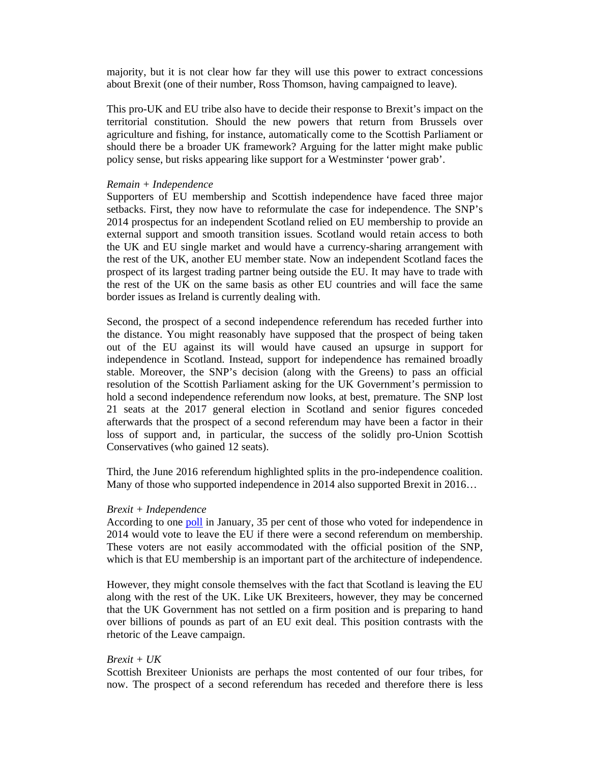majority, but it is not clear how far they will use this power to extract concessions about Brexit (one of their number, Ross Thomson, having campaigned to leave).

This pro-UK and EU tribe also have to decide their response to Brexit's impact on the territorial constitution. Should the new powers that return from Brussels over agriculture and fishing, for instance, automatically come to the Scottish Parliament or should there be a broader UK framework? Arguing for the latter might make public policy sense, but risks appearing like support for a Westminster 'power grab'.

*Remain + Independence*

Supporters of EU membership and Scottish independence have faced three major setbacks. First, they now have to reformulate the case for independence. The SNP's 2014 prospectus for an independent Scotland relied on EU membership to provide an external support and smooth transition issues. Scotland would retain access to both the UK and EU single market and would have a currency-sharing arrangement with the rest of the UK, another EU member state. Now an independent Scotland faces the prospect of its largest trading partner being outside the EU. It may have to trade with the rest of the UK on the same basis as other EU countries and will face the same border issues as Ireland is currently dealing with.

Second, the prospect of a second independence referendum has receded further into the distance. You might reasonably have supposed that the prospect of being taken out of the EU against its will would have caused an upsurge in support for independence in Scotland. Instead, support for independence has remained broadly stable. Moreover, the SNP's decision (along with the Greens) to pass an official resolution of the Scottish Parliament asking for the UK Government's permission to hold a second independence referendum now looks, at best, premature. The SNP lost 21 seats at the 2017 general election in Scotland and senior figures conceded afterwards that the prospect of a second referendum may have been a factor in their loss of support and, in particular, the success of the solidly pro-Union Scottish Conservatives (who gained 12 seats).

Third, the June 2016 referendum highlighted splits in the pro-independence coalition. Many of those who supported independence in 2014 also supported Brexit in 2016…

*Brexit + Independence*

According to one [poll](#) in January, 35 per cent of those who voted for independence in 2014 would vote to leave the EU if there were a second referendum on membership. These voters are not easily accommodated with the official position of the SNP, which is that EU membership is an important part of the architecture of independence.

However, they might console themselves with the fact that Scotland is leaving the EU along with the rest of the UK. Like UK Brexiteers, however, they may be concerned that the UK Government has not settled on a firm position and is preparing to hand over billions of pounds as part of an EU exit deal. This position contrasts with the rhetoric of the Leave campaign.

*Brexit + UK*

Scottish Brexiteer Unionists are perhaps the most contented of our four tribes, for now. The prospect of a second referendum has receded and therefore there is less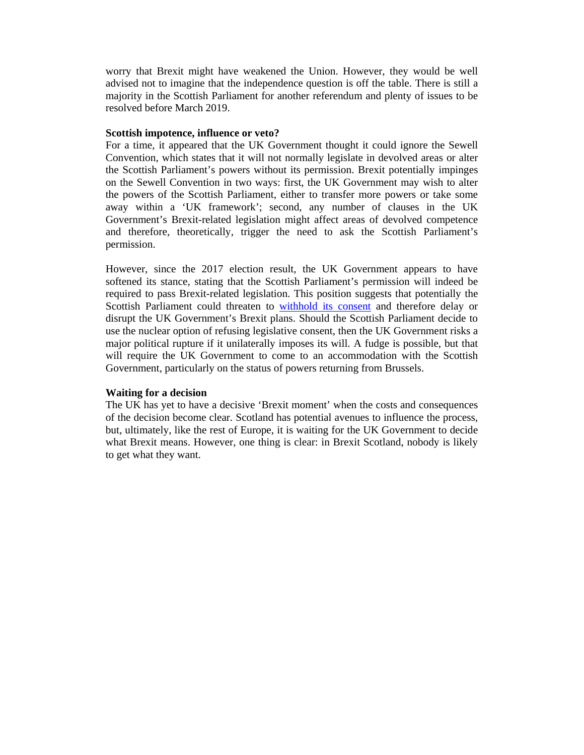worry that Brexit might have weakened the Union. However, they would be well advised not to imagine that the independence question is off the table. There is still a majority in the Scottish Parliament for another referendum and plenty of issues to be resolved before March 2019.

**Scottish impotence, influence or veto?**

For a time, it appeared that the UK Government thought it could ignore the Sewell Convention, which states that it will not normally legislate in devolved areas or alter the Scottish Parliament's powers without its permission. Brexit potentially impinges on the Sewell Convention in two ways: first, the UK Government may wish to alter the powers of the Scottish Parliament, either to transfer more powers or take some away within a 'UK framework'; second, any number of clauses in the UK Government's Brexit-related legislation might affect areas of devolved competence and therefore, theoretically, trigger the need to ask the Scottish Parliament's permission.

However, since the 2017 election result, the UK Government appears to have softened its stance, stating that the Scottish Parliament's permission will indeed be required to pass Brexit-related legislation. This position suggests that potentially the Scottish Parliament could threaten to withhold its consent and therefore delay or disrupt the UK Government's Brexit plans. Should the Scottish Parliament decide to use the nuclear option of refusing legislative consent, then the UK Government risks a major political rupture if it unilaterally imposes its will. A fudge is possible, but that will require the UK Government to come to an accommodation with the Scottish Government, particularly on the status of powers returning from Brussels.

**Waiting for a decision**

The UK has yet to have a decisive 'Brexit moment' when the costs and consequences of the decision become clear. Scotland has potential avenues to influence the process, but, ultimately, like the rest of Europe, it is waiting for the UK Government to decide what Brexit means. However, one thing is clear: in Brexit Scotland, nobody is likely to get what they want.